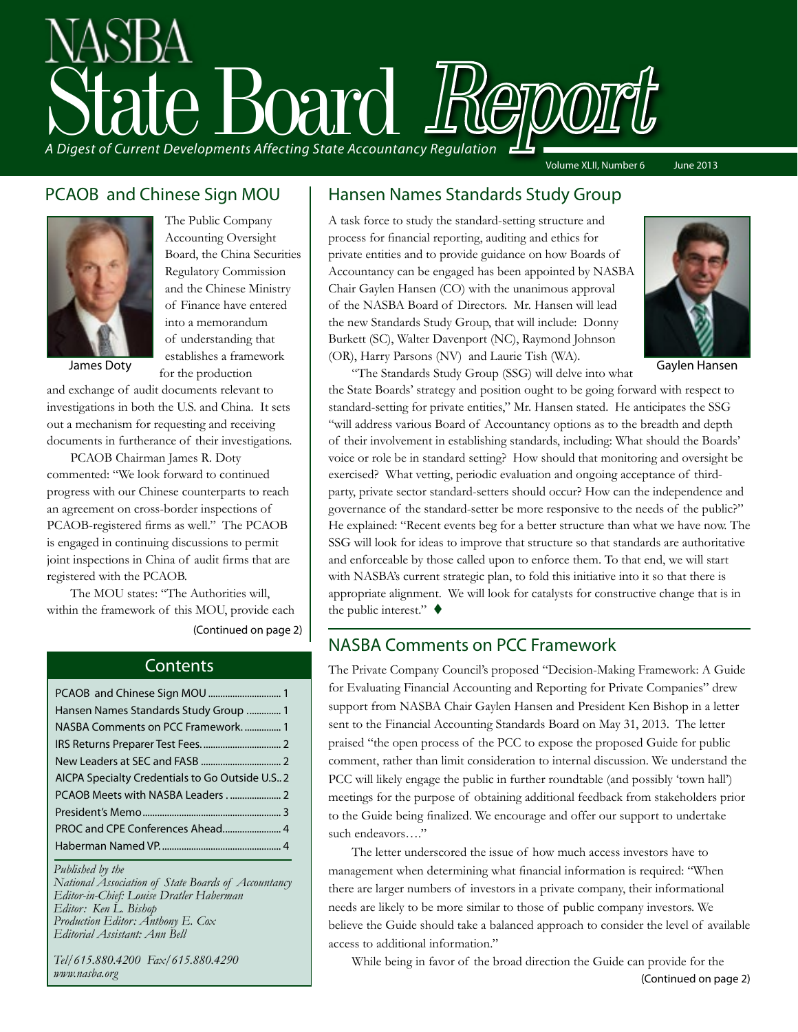# NASBA State Board Report

*A Digest of Current Developments Affecting State Accountancy Regulation*

Volume XLII, Number 6 June 2013

## PCAOB and Chinese Sign MOU

James Doty

The Public Company Accounting Oversight Board, the China Securities Regulatory Commission and the Chinese Ministry of Finance have entered into a memorandum of understanding that establishes a framework for the production and exchange of audit documents relevant to investigations in both the U.S. and China. It sets out a mechanism for requesting and receiving documents in furtherance of their investigations.

PCAOB Chairman James R. Doty commented: "We look forward to continued progress with our Chinese counterparts to reach an agreement on cross-border inspections of PCAOB-registered firms as well." The PCAOB is engaged in continuing discussions to permit joint inspections in China of audit firms that are registered with the PCAOB.

The MOU states: "The Authorities will, within the framework of this MOU, provide each

(Continued on page 2)

## Contents

| | |
|---|---|
| PCAOB and Chinese Sign MOU | 1 |
| Hansen Names Standards Study Group | 1 |
| NASBA Comments on PCC Framework | 1 |
| IRS Returns Preparer Test Fees | 2 |
| New Leaders at SEC and FASB | 2 |
| AICPA Specialty Credentials to Go Outside U.S. | 2 |
| PCAOB Meets with NASBA Leaders | 2 |
| President's Memo | 3 |
| PROC and CPE Conferences Ahead | 4 |
| Haberman Named VP | 4 |

*Published by the*
*National Association of State Boards of Accountancy*
*Editor-in-Chief: Louise Dratler Haberman*
*Editor: Ken L. Bishop*
*Production Editor: Anthony E. Cox*
*Editorial Assistant: Ann Bell*

*Tel/615.880.4200 Fax/615.880.4290*
*www.nasba.org*

## Hansen Names Standards Study Group

A task force to study the standard-setting structure and process for financial reporting, auditing and ethics for private entities and to provide guidance on how Boards of Accountancy can be engaged has been appointed by NASBA Chair Gaylen Hansen (CO) with the unanimous approval of the NASBA Board of Directors. Mr. Hansen will lead the new Standards Study Group, that will include: Donny Burkett (SC), Walter Davenport (NC), Raymond Johnson (OR), Harry Parsons (NV) and Laurie Tish (WA).

Gaylen Hansen

"The Standards Study Group (SSG) will delve into what the State Boards' strategy and position ought to be going forward with respect to standard-setting for private entities," Mr. Hansen stated. He anticipates the SSG "will address various Board of Accountancy options as to the breadth and depth of their involvement in establishing standards, including: What should the Boards' voice or role be in standard setting? How should that monitoring and oversight be exercised? What vetting, periodic evaluation and ongoing acceptance of third-party, private sector standard-setters should occur? How can the independence and governance of the standard-setter be more responsive to the needs of the public?" He explained: "Recent events beg for a better structure than what we have now. The SSG will look for ideas to improve that structure so that standards are authoritative and enforceable by those called upon to enforce them. To that end, we will start with NASBA's current strategic plan, to fold this initiative into it so that there is appropriate alignment. We will look for catalysts for constructive change that is in the public interest." ♦

## NASBA Comments on PCC Framework

The Private Company Council's proposed "Decision-Making Framework: A Guide for Evaluating Financial Accounting and Reporting for Private Companies" drew support from NASBA Chair Gaylen Hansen and President Ken Bishop in a letter sent to the Financial Accounting Standards Board on May 31, 2013. The letter praised "the open process of the PCC to expose the proposed Guide for public comment, rather than limit consideration to internal discussion. We understand the PCC will likely engage the public in further roundtable (and possibly 'town hall') meetings for the purpose of obtaining additional feedback from stakeholders prior to the Guide being finalized. We encourage and offer our support to undertake such endeavors…."

The letter underscored the issue of how much access investors have to management when determining what financial information is required: "When there are larger numbers of investors in a private company, their informational needs are likely to be more similar to those of public company investors. We believe the Guide should take a balanced approach to consider the level of available access to additional information."

While being in favor of the broad direction the Guide can provide for the

(Continued on page 2)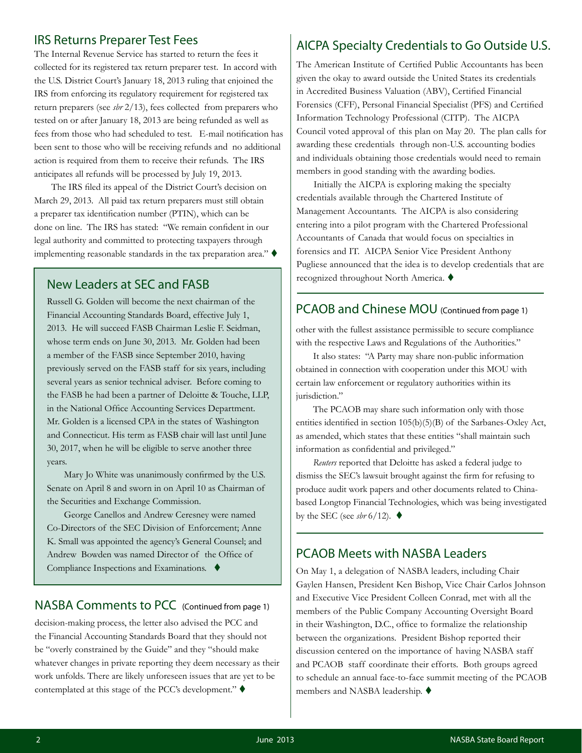## IRS Returns Preparer Test Fees

The Internal Revenue Service has started to return the fees it collected for its registered tax return preparer test. In accord with the U.S. District Court's January 18, 2013 ruling that enjoined the IRS from enforcing its regulatory requirement for registered tax return preparers (see *sbr* 2/13), fees collected from preparers who tested on or after January 18, 2013 are being refunded as well as fees from those who had scheduled to test. E-mail notification has been sent to those who will be receiving refunds and no additional action is required from them to receive their refunds. The IRS anticipates all refunds will be processed by July 19, 2013.

The IRS filed its appeal of the District Court's decision on March 29, 2013. All paid tax return preparers must still obtain a preparer tax identification number (PTIN), which can be done on line. The IRS has stated: "We remain confident in our legal authority and committed to protecting taxpayers through implementing reasonable standards in the tax preparation area." ♦

## New Leaders at SEC and FASB

Russell G. Golden will become the next chairman of the Financial Accounting Standards Board, effective July 1, 2013. He will succeed FASB Chairman Leslie F. Seidman, whose term ends on June 30, 2013. Mr. Golden had been a member of the FASB since September 2010, having previously served on the FASB staff for six years, including several years as senior technical adviser. Before coming to the FASB he had been a partner of Deloitte & Touche, LLP, in the National Office Accounting Services Department. Mr. Golden is a licensed CPA in the states of Washington and Connecticut. His term as FASB chair will last until June 30, 2017, when he will be eligible to serve another three years.

Mary Jo White was unanimously confirmed by the U.S. Senate on April 8 and sworn in on April 10 as Chairman of the Securities and Exchange Commission.

George Canellos and Andrew Ceresney were named Co-Directors of the SEC Division of Enforcement; Anne K. Small was appointed the agency's General Counsel; and Andrew Bowden was named Director of the Office of Compliance Inspections and Examinations. ♦

## NASBA Comments to PCC (Continued from page 1)

decision-making process, the letter also advised the PCC and the Financial Accounting Standards Board that they should not be "overly constrained by the Guide" and they "should make whatever changes in private reporting they deem necessary as their work unfolds. There are likely unforeseen issues that are yet to be contemplated at this stage of the PCC's development." ♦

## AICPA Specialty Credentials to Go Outside U.S.

The American Institute of Certified Public Accountants has been given the okay to award outside the United States its credentials in Accredited Business Valuation (ABV), Certified Financial Forensics (CFF), Personal Financial Specialist (PFS) and Certified Information Technology Professional (CITP). The AICPA Council voted approval of this plan on May 20. The plan calls for awarding these credentials through non-U.S. accounting bodies and individuals obtaining those credentials would need to remain members in good standing with the awarding bodies.

Initially the AICPA is exploring making the specialty credentials available through the Chartered Institute of Management Accountants. The AICPA is also considering entering into a pilot program with the Chartered Professional Accountants of Canada that would focus on specialties in forensics and IT. AICPA Senior Vice President Anthony Pugliese announced that the idea is to develop credentials that are recognized throughout North America. ♦

## PCAOB and Chinese MOU (Continued from page 1)

other with the fullest assistance permissible to secure compliance with the respective Laws and Regulations of the Authorities."

It also states: "A Party may share non-public information obtained in connection with cooperation under this MOU with certain law enforcement or regulatory authorities within its jurisdiction."

The PCAOB may share such information only with those entities identified in section 105(b)(5)(B) of the Sarbanes-Oxley Act, as amended, which states that these entities "shall maintain such information as confidential and privileged."

*Reuters* reported that Deloitte has asked a federal judge to dismiss the SEC's lawsuit brought against the firm for refusing to produce audit work papers and other documents related to China-based Longtop Financial Technologies, which was being investigated by the SEC (see *sbr* 6/12). ♦

## PCAOB Meets with NASBA Leaders

On May 1, a delegation of NASBA leaders, including Chair Gaylen Hansen, President Ken Bishop, Vice Chair Carlos Johnson and Executive Vice President Colleen Conrad, met with all the members of the Public Company Accounting Oversight Board in their Washington, D.C., office to formalize the relationship between the organizations. President Bishop reported their discussion centered on the importance of having NASBA staff and PCAOB staff coordinate their efforts. Both groups agreed to schedule an annual face-to-face summit meeting of the PCAOB members and NASBA leadership. ♦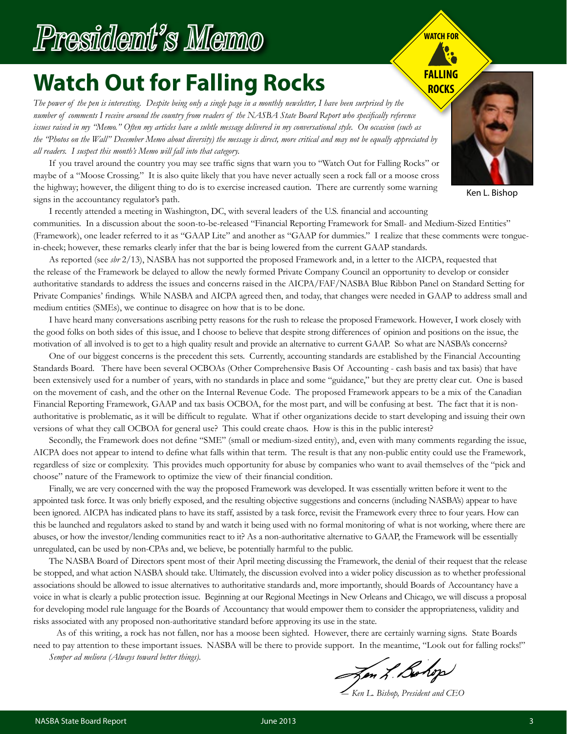# President's Memo

## Watch Out for Falling Rocks

WATCH FOR FALLING ROCKS

Ken L. Bishop

*The power of the pen is interesting. Despite being only a single page in a monthly newsletter, I have been surprised by the number of comments I receive around the country from readers of the NASBA State Board Report who specifically reference issues raised in my "Memo." Often my articles have a subtle message delivered in my conversational style. On occasion (such as the "Photos on the Wall" December Memo about diversity) the message is direct, more critical and may not be equally appreciated by all readers. I suspect this month's Memo will fall into that category.*

If you travel around the country you may see traffic signs that warn you to "Watch Out for Falling Rocks" or maybe of a "Moose Crossing." It is also quite likely that you have never actually seen a rock fall or a moose cross the highway; however, the diligent thing to do is to exercise increased caution. There are currently some warning signs in the accountancy regulator's path.

I recently attended a meeting in Washington, DC, with several leaders of the U.S. financial and accounting communities. In a discussion about the soon-to-be-released "Financial Reporting Framework for Small- and Medium-Sized Entities" (Framework), one leader referred to it as "GAAP Lite" and another as "GAAP for dummies." I realize that these comments were tongue-in-cheek; however, these remarks clearly infer that the bar is being lowered from the current GAAP standards.

As reported (see *sbr* 2/13), NASBA has not supported the proposed Framework and, in a letter to the AICPA, requested that the release of the Framework be delayed to allow the newly formed Private Company Council an opportunity to develop or consider authoritative standards to address the issues and concerns raised in the AICPA/FAF/NASBA Blue Ribbon Panel on Standard Setting for Private Companies' findings. While NASBA and AICPA agreed then, and today, that changes were needed in GAAP to address small and medium entities (SMEs), we continue to disagree on how that is to be done.

I have heard many conversations ascribing petty reasons for the rush to release the proposed Framework. However, I work closely with the good folks on both sides of this issue, and I choose to believe that despite strong differences of opinion and positions on the issue, the motivation of all involved is to get to a high quality result and provide an alternative to current GAAP. So what are NASBA's concerns?

One of our biggest concerns is the precedent this sets. Currently, accounting standards are established by the Financial Accounting Standards Board. There have been several OCBOAs (Other Comprehensive Basis Of Accounting - cash basis and tax basis) that have been extensively used for a number of years, with no standards in place and some "guidance," but they are pretty clear cut. One is based on the movement of cash, and the other on the Internal Revenue Code. The proposed Framework appears to be a mix of the Canadian Financial Reporting Framework, GAAP and tax basis OCBOA, for the most part, and will be confusing at best. The fact that it is non-authoritative is problematic, as it will be difficult to regulate. What if other organizations decide to start developing and issuing their own versions of what they call OCBOA for general use? This could create chaos. How is this in the public interest?

Secondly, the Framework does not define "SME" (small or medium-sized entity), and, even with many comments regarding the issue, AICPA does not appear to intend to define what falls within that term. The result is that any non-public entity could use the Framework, regardless of size or complexity. This provides much opportunity for abuse by companies who want to avail themselves of the "pick and choose" nature of the Framework to optimize the view of their financial condition.

Finally, we are very concerned with the way the proposed Framework was developed. It was essentially written before it went to the appointed task force. It was only briefly exposed, and the resulting objective suggestions and concerns (including NASBA's) appear to have been ignored. AICPA has indicated plans to have its staff, assisted by a task force, revisit the Framework every three to four years. How can this be launched and regulators asked to stand by and watch it being used with no formal monitoring of what is not working, where there are abuses, or how the investor/lending communities react to it? As a non-authoritative alternative to GAAP, the Framework will be essentially unregulated, can be used by non-CPAs and, we believe, be potentially harmful to the public.

The NASBA Board of Directors spent most of their April meeting discussing the Framework, the denial of their request that the release be stopped, and what action NASBA should take. Ultimately, the discussion evolved into a wider policy discussion as to whether professional associations should be allowed to issue alternatives to authoritative standards and, more importantly, should Boards of Accountancy have a voice in what is clearly a public protection issue. Beginning at our Regional Meetings in New Orleans and Chicago, we will discuss a proposal for developing model rule language for the Boards of Accountancy that would empower them to consider the appropriateness, validity and risks associated with any proposed non-authoritative standard before approving its use in the state.

As of this writing, a rock has not fallen, nor has a moose been sighted. However, there are certainly warning signs. State Boards need to pay attention to these important issues. NASBA will be there to provide support. In the meantime, "Look out for falling rocks!"

*Semper ad meliora (Always toward better things).*

*— Ken L. Bishop, President and CEO*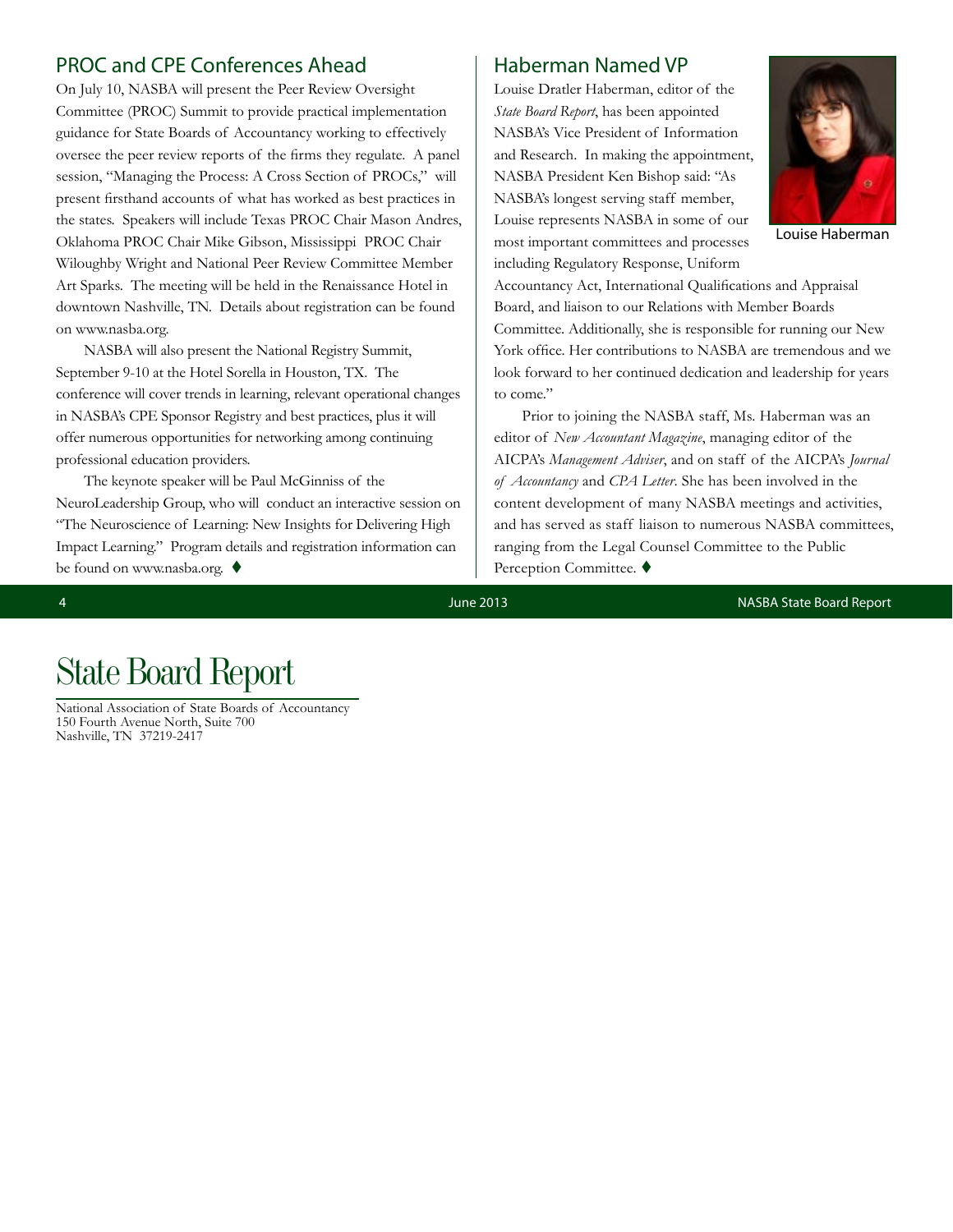## PROC and CPE Conferences Ahead

On July 10, NASBA will present the Peer Review Oversight Committee (PROC) Summit to provide practical implementation guidance for State Boards of Accountancy working to effectively oversee the peer review reports of the firms they regulate. A panel session, "Managing the Process: A Cross Section of PROCs," will present firsthand accounts of what has worked as best practices in the states. Speakers will include Texas PROC Chair Mason Andres, Oklahoma PROC Chair Mike Gibson, Mississippi PROC Chair Wiloughby Wright and National Peer Review Committee Member Art Sparks. The meeting will be held in the Renaissance Hotel in downtown Nashville, TN. Details about registration can be found on www.nasba.org.

NASBA will also present the National Registry Summit, September 9-10 at the Hotel Sorella in Houston, TX. The conference will cover trends in learning, relevant operational changes in NASBA's CPE Sponsor Registry and best practices, plus it will offer numerous opportunities for networking among continuing professional education providers.

The keynote speaker will be Paul McGinniss of the NeuroLeadership Group, who will conduct an interactive session on "The Neuroscience of Learning: New Insights for Delivering High Impact Learning." Program details and registration information can be found on www.nasba.org. ♦

## Haberman Named VP

Louise Haberman

Louise Dratler Haberman, editor of the *State Board Report*, has been appointed NASBA's Vice President of Information and Research. In making the appointment, NASBA President Ken Bishop said: "As NASBA's longest serving staff member, Louise represents NASBA in some of our most important committees and processes including Regulatory Response, Uniform Accountancy Act, International Qualifications and Appraisal Board, and liaison to our Relations with Member Boards Committee. Additionally, she is responsible for running our New York office. Her contributions to NASBA are tremendous and we look forward to her continued dedication and leadership for years to come."

Prior to joining the NASBA staff, Ms. Haberman was an editor of *New Accountant Magazine*, managing editor of the AICPA's *Management Adviser*, and on staff of the AICPA's *Journal of Accountancy* and *CPA Letter*. She has been involved in the content development of many NASBA meetings and activities, and has served as staff liaison to numerous NASBA committees, ranging from the Legal Counsel Committee to the Public Perception Committee. ♦

# State Board Report

National Association of State Boards of Accountancy
150 Fourth Avenue North, Suite 700
Nashville, TN 37219-2417